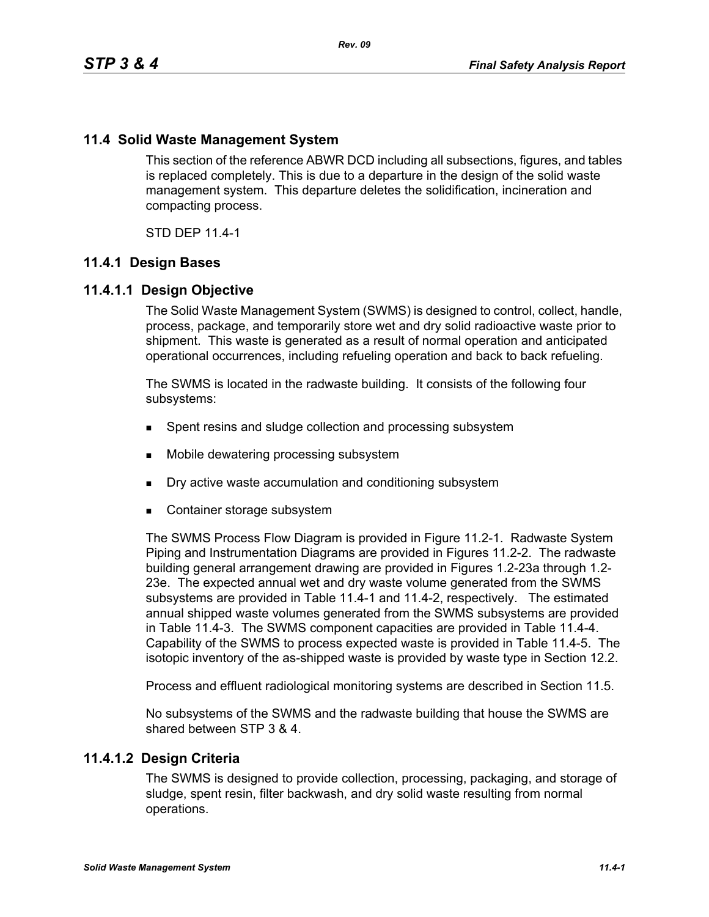## 11.4 Solid Waste Management System

This section of the reference ABWR DCD including all subsections, figures, and tables is replaced completely. This is due to a departure in the design of the solid waste management system. This departure deletes the solidification, incineration and compacting process.

STD DEP 11.4-1

### 11.4.1 Design Bases

#### 11.4.1.1 Design Objective

The Solid Waste Management System (SWMS) is designed to control, collect, handle, process, package, and temporarily store wet and dry solid radioactive waste prior to shipment. This waste is generated as a result of normal operation and anticipated operational occurrences, including refueling operation and back to back refueling.

The SWMS is located in the radwaste building. It consists of the following four subsystems:

- Spent resins and sludge collection and processing subsystem
- Mobile dewatering processing subsystem
- Dry active waste accumulation and conditioning subsystem
- Container storage subsystem

The SWMS Process Flow Diagram is provided in Figure 11.2-1. Radwaste System Piping and Instrumentation Diagrams are provided in Figures 11.2-2. The radwaste building general arrangement drawing are provided in Figures 1.2-23a through 1.2-23e. The expected annual wet and dry waste volume generated from the SWMS subsystems are provided in Table 11.4-1 and 11.4-2, respectively. The estimated annual shipped waste volumes generated from the SWMS subsystems are provided in Table 11.4-3. The SWMS component capacities are provided in Table 11.4-4. Capability of the SWMS to process expected waste is provided in Table 11.4-5. The isotopic inventory of the as-shipped waste is provided by waste type in Section 12.2.

Process and effluent radiological monitoring systems are described in Section 11.5.

No subsystems of the SWMS and the radwaste building that house the SWMS are shared between STP 3 & 4.

#### 11.4.1.2 Design Criteria

The SWMS is designed to provide collection, processing, packaging, and storage of sludge, spent resin, filter backwash, and dry solid waste resulting from normal operations.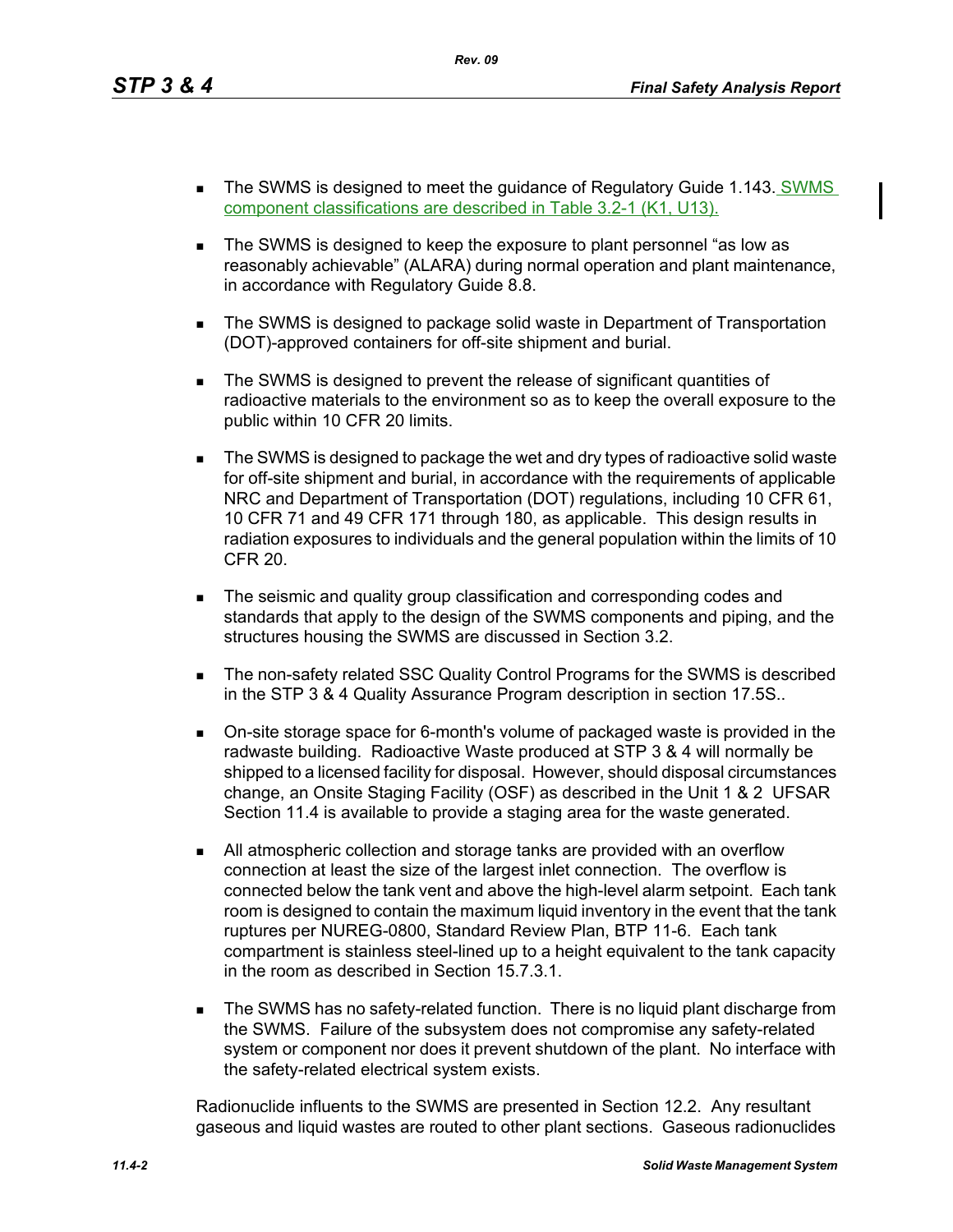- The SWMS is designed to meet the guidance of Regulatory Guide 1.143. SWMS component classifications are described in Table 3.2-1 (K1, U13).
- The SWMS is designed to keep the exposure to plant personnel "as low as reasonably achievable" (ALARA) during normal operation and plant maintenance, in accordance with Regulatory Guide 8.8.
- The SWMS is designed to package solid waste in Department of Transportation (DOT)-approved containers for off-site shipment and burial.
- The SWMS is designed to prevent the release of significant quantities of radioactive materials to the environment so as to keep the overall exposure to the public within 10 CFR 20 limits.
- The SWMS is designed to package the wet and dry types of radioactive solid waste for off-site shipment and burial, in accordance with the requirements of applicable NRC and Department of Transportation (DOT) regulations, including 10 CFR 61, 10 CFR 71 and 49 CFR 171 through 180, as applicable. This design results in radiation exposures to individuals and the general population within the limits of 10 CFR 20.
- The seismic and quality group classification and corresponding codes and standards that apply to the design of the SWMS components and piping, and the structures housing the SWMS are discussed in Section 3.2.
- The non-safety related SSC Quality Control Programs for the SWMS is described in the STP 3 & 4 Quality Assurance Program description in section 17.5S..
- On-site storage space for 6-month's volume of packaged waste is provided in the radwaste building. Radioactive Waste produced at STP 3 & 4 will normally be shipped to a licensed facility for disposal. However, should disposal circumstances change, an Onsite Staging Facility (OSF) as described in the Unit 1 & 2 UFSAR Section 11.4 is available to provide a staging area for the waste generated.
- All atmospheric collection and storage tanks are provided with an overflow connection at least the size of the largest inlet connection. The overflow is connected below the tank vent and above the high-level alarm setpoint. Each tank room is designed to contain the maximum liquid inventory in the event that the tank ruptures per NUREG-0800, Standard Review Plan, BTP 11-6. Each tank compartment is stainless steel-lined up to a height equivalent to the tank capacity in the room as described in Section 15.7.3.1.
- The SWMS has no safety-related function. There is no liquid plant discharge from the SWMS. Failure of the subsystem does not compromise any safety-related system or component nor does it prevent shutdown of the plant. No interface with the safety-related electrical system exists.

Radionuclide influents to the SWMS are presented in Section 12.2. Any resultant gaseous and liquid wastes are routed to other plant sections. Gaseous radionuclides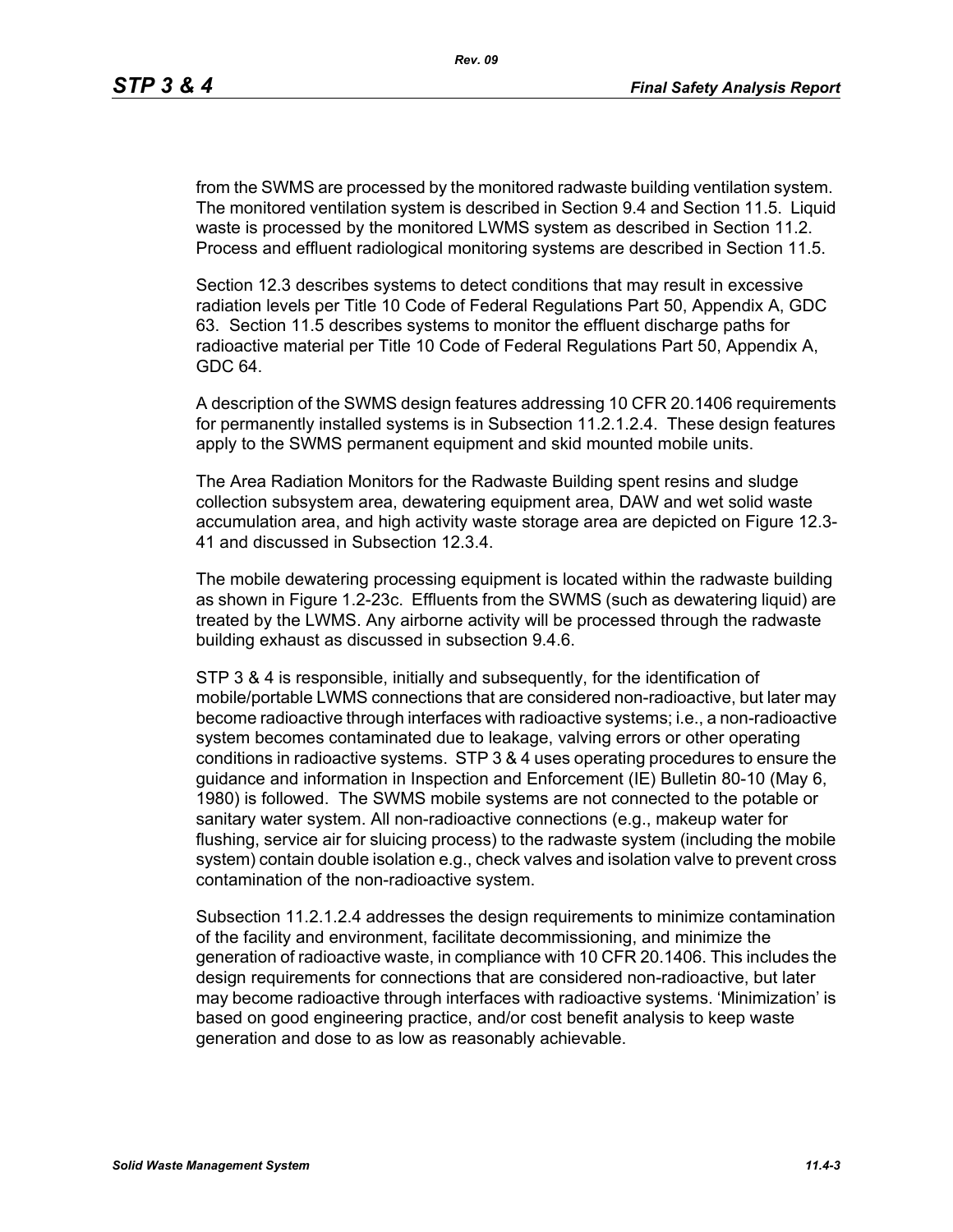from the SWMS are processed by the monitored radwaste building ventilation system. The monitored ventilation system is described in Section 9.4 and Section 11.5. Liquid waste is processed by the monitored LWMS system as described in Section 11.2. Process and effluent radiological monitoring systems are described in Section 11.5.

Section 12.3 describes systems to detect conditions that may result in excessive radiation levels per Title 10 Code of Federal Regulations Part 50, Appendix A, GDC 63. Section 11.5 describes systems to monitor the effluent discharge paths for radioactive material per Title 10 Code of Federal Regulations Part 50, Appendix A, GDC 64.

A description of the SWMS design features addressing 10 CFR 20.1406 requirements for permanently installed systems is in Subsection 11.2.1.2.4. These design features apply to the SWMS permanent equipment and skid mounted mobile units.

The Area Radiation Monitors for the Radwaste Building spent resins and sludge collection subsystem area, dewatering equipment area, DAW and wet solid waste accumulation area, and high activity waste storage area are depicted on Figure 12.3-41 and discussed in Subsection 12.3.4.

The mobile dewatering processing equipment is located within the radwaste building as shown in Figure 1.2-23c. Effluents from the SWMS (such as dewatering liquid) are treated by the LWMS. Any airborne activity will be processed through the radwaste building exhaust as discussed in subsection 9.4.6.

STP 3 & 4 is responsible, initially and subsequently, for the identification of mobile/portable LWMS connections that are considered non-radioactive, but later may become radioactive through interfaces with radioactive systems; i.e., a non-radioactive system becomes contaminated due to leakage, valving errors or other operating conditions in radioactive systems. STP 3 & 4 uses operating procedures to ensure the guidance and information in Inspection and Enforcement (IE) Bulletin 80-10 (May 6, 1980) is followed. The SWMS mobile systems are not connected to the potable or sanitary water system. All non-radioactive connections (e.g., makeup water for flushing, service air for sluicing process) to the radwaste system (including the mobile system) contain double isolation e.g., check valves and isolation valve to prevent cross contamination of the non-radioactive system.

Subsection 11.2.1.2.4 addresses the design requirements to minimize contamination of the facility and environment, facilitate decommissioning, and minimize the generation of radioactive waste, in compliance with 10 CFR 20.1406. This includes the design requirements for connections that are considered non-radioactive, but later may become radioactive through interfaces with radioactive systems. 'Minimization' is based on good engineering practice, and/or cost benefit analysis to keep waste generation and dose to as low as reasonably achievable.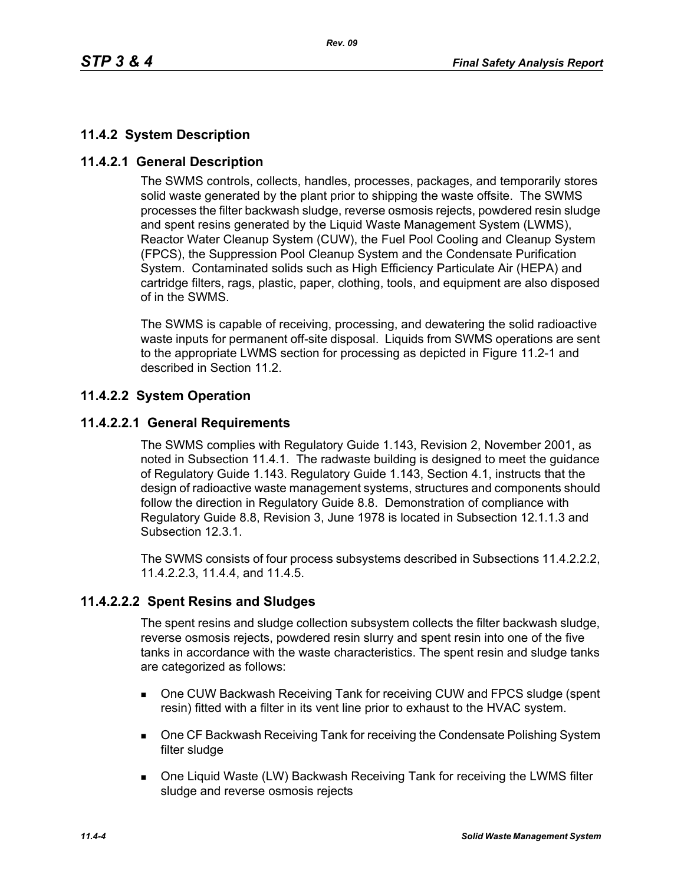## 11.4.2 System Description

### 11.4.2.1 General Description

The SWMS controls, collects, handles, processes, packages, and temporarily stores solid waste generated by the plant prior to shipping the waste offsite. The SWMS processes the filter backwash sludge, reverse osmosis rejects, powdered resin sludge and spent resins generated by the Liquid Waste Management System (LWMS), Reactor Water Cleanup System (CUW), the Fuel Pool Cooling and Cleanup System (FPCS), the Suppression Pool Cleanup System and the Condensate Purification System. Contaminated solids such as High Efficiency Particulate Air (HEPA) and cartridge filters, rags, plastic, paper, clothing, tools, and equipment are also disposed of in the SWMS.

The SWMS is capable of receiving, processing, and dewatering the solid radioactive waste inputs for permanent off-site disposal. Liquids from SWMS operations are sent to the appropriate LWMS section for processing as depicted in Figure 11.2-1 and described in Section 11.2.

### 11.4.2.2 System Operation

#### 11.4.2.2.1 General Requirements

The SWMS complies with Regulatory Guide 1.143, Revision 2, November 2001, as noted in Subsection 11.4.1. The radwaste building is designed to meet the guidance of Regulatory Guide 1.143. Regulatory Guide 1.143, Section 4.1, instructs that the design of radioactive waste management systems, structures and components should follow the direction in Regulatory Guide 8.8. Demonstration of compliance with Regulatory Guide 8.8, Revision 3, June 1978 is located in Subsection 12.1.1.3 and Subsection 12.3.1.

The SWMS consists of four process subsystems described in Subsections 11.4.2.2.2, 11.4.2.2.3, 11.4.4, and 11.4.5.

#### 11.4.2.2.2 Spent Resins and Sludges

The spent resins and sludge collection subsystem collects the filter backwash sludge, reverse osmosis rejects, powdered resin slurry and spent resin into one of the five tanks in accordance with the waste characteristics. The spent resin and sludge tanks are categorized as follows:

- One CUW Backwash Receiving Tank for receiving CUW and FPCS sludge (spent resin) fitted with a filter in its vent line prior to exhaust to the HVAC system.
- One CF Backwash Receiving Tank for receiving the Condensate Polishing System filter sludge
- One Liquid Waste (LW) Backwash Receiving Tank for receiving the LWMS filter sludge and reverse osmosis rejects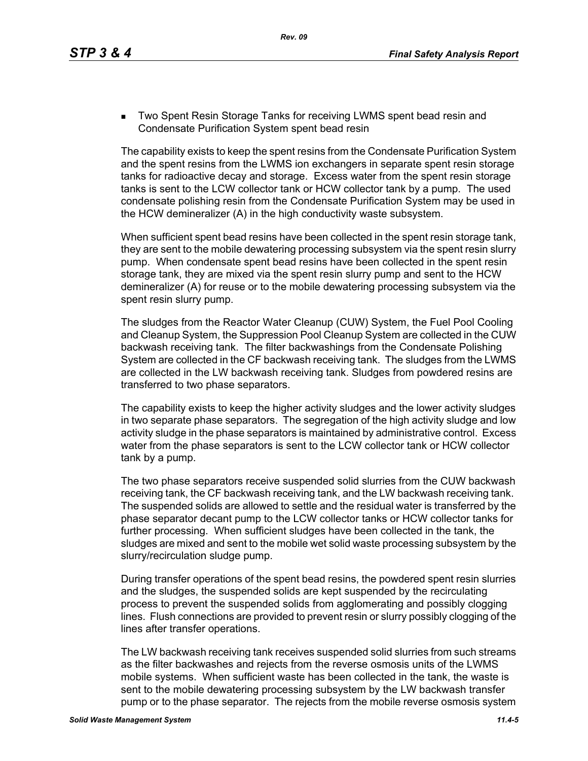- Two Spent Resin Storage Tanks for receiving LWMS spent bead resin and Condensate Purification System spent bead resin

The capability exists to keep the spent resins from the Condensate Purification System and the spent resins from the LWMS ion exchangers in separate spent resin storage tanks for radioactive decay and storage. Excess water from the spent resin storage tanks is sent to the LCW collector tank or HCW collector tank by a pump. The used condensate polishing resin from the Condensate Purification System may be used in the HCW demineralizer (A) in the high conductivity waste subsystem.

When sufficient spent bead resins have been collected in the spent resin storage tank, they are sent to the mobile dewatering processing subsystem via the spent resin slurry pump. When condensate spent bead resins have been collected in the spent resin storage tank, they are mixed via the spent resin slurry pump and sent to the HCW demineralizer (A) for reuse or to the mobile dewatering processing subsystem via the spent resin slurry pump.

The sludges from the Reactor Water Cleanup (CUW) System, the Fuel Pool Cooling and Cleanup System, the Suppression Pool Cleanup System are collected in the CUW backwash receiving tank. The filter backwashings from the Condensate Polishing System are collected in the CF backwash receiving tank. The sludges from the LWMS are collected in the LW backwash receiving tank. Sludges from powdered resins are transferred to two phase separators.

The capability exists to keep the higher activity sludges and the lower activity sludges in two separate phase separators. The segregation of the high activity sludge and low activity sludge in the phase separators is maintained by administrative control. Excess water from the phase separators is sent to the LCW collector tank or HCW collector tank by a pump.

The two phase separators receive suspended solid slurries from the CUW backwash receiving tank, the CF backwash receiving tank, and the LW backwash receiving tank. The suspended solids are allowed to settle and the residual water is transferred by the phase separator decant pump to the LCW collector tanks or HCW collector tanks for further processing. When sufficient sludges have been collected in the tank, the sludges are mixed and sent to the mobile wet solid waste processing subsystem by the slurry/recirculation sludge pump.

During transfer operations of the spent bead resins, the powdered spent resin slurries and the sludges, the suspended solids are kept suspended by the recirculating process to prevent the suspended solids from agglomerating and possibly clogging lines. Flush connections are provided to prevent resin or slurry possibly clogging of the lines after transfer operations.

The LW backwash receiving tank receives suspended solid slurries from such streams as the filter backwashes and rejects from the reverse osmosis units of the LWMS mobile systems. When sufficient waste has been collected in the tank, the waste is sent to the mobile dewatering processing subsystem by the LW backwash transfer pump or to the phase separator. The rejects from the mobile reverse osmosis system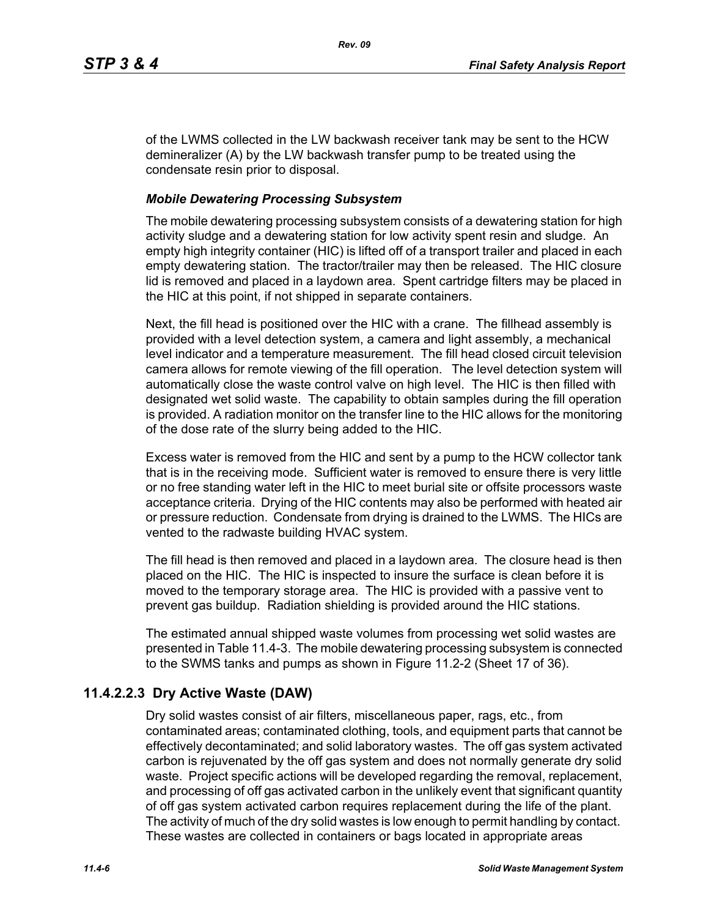of the LWMS collected in the LW backwash receiver tank may be sent to the HCW demineralizer (A) by the LW backwash transfer pump to be treated using the condensate resin prior to disposal.

***Mobile Dewatering Processing Subsystem***

The mobile dewatering processing subsystem consists of a dewatering station for high activity sludge and a dewatering station for low activity spent resin and sludge. An empty high integrity container (HIC) is lifted off of a transport trailer and placed in each empty dewatering station. The tractor/trailer may then be released. The HIC closure lid is removed and placed in a laydown area. Spent cartridge filters may be placed in the HIC at this point, if not shipped in separate containers.

Next, the fill head is positioned over the HIC with a crane. The fillhead assembly is provided with a level detection system, a camera and light assembly, a mechanical level indicator and a temperature measurement. The fill head closed circuit television camera allows for remote viewing of the fill operation. The level detection system will automatically close the waste control valve on high level. The HIC is then filled with designated wet solid waste. The capability to obtain samples during the fill operation is provided. A radiation monitor on the transfer line to the HIC allows for the monitoring of the dose rate of the slurry being added to the HIC.

Excess water is removed from the HIC and sent by a pump to the HCW collector tank that is in the receiving mode. Sufficient water is removed to ensure there is very little or no free standing water left in the HIC to meet burial site or offsite processors waste acceptance criteria. Drying of the HIC contents may also be performed with heated air or pressure reduction. Condensate from drying is drained to the LWMS. The HICs are vented to the radwaste building HVAC system.

The fill head is then removed and placed in a laydown area. The closure head is then placed on the HIC. The HIC is inspected to insure the surface is clean before it is moved to the temporary storage area. The HIC is provided with a passive vent to prevent gas buildup. Radiation shielding is provided around the HIC stations.

The estimated annual shipped waste volumes from processing wet solid wastes are presented in Table 11.4-3. The mobile dewatering processing subsystem is connected to the SWMS tanks and pumps as shown in Figure 11.2-2 (Sheet 17 of 36).

### 11.4.2.2.3 Dry Active Waste (DAW)

Dry solid wastes consist of air filters, miscellaneous paper, rags, etc., from contaminated areas; contaminated clothing, tools, and equipment parts that cannot be effectively decontaminated; and solid laboratory wastes. The off gas system activated carbon is rejuvenated by the off gas system and does not normally generate dry solid waste. Project specific actions will be developed regarding the removal, replacement, and processing of off gas activated carbon in the unlikely event that significant quantity of off gas system activated carbon requires replacement during the life of the plant. The activity of much of the dry solid wastes is low enough to permit handling by contact. These wastes are collected in containers or bags located in appropriate areas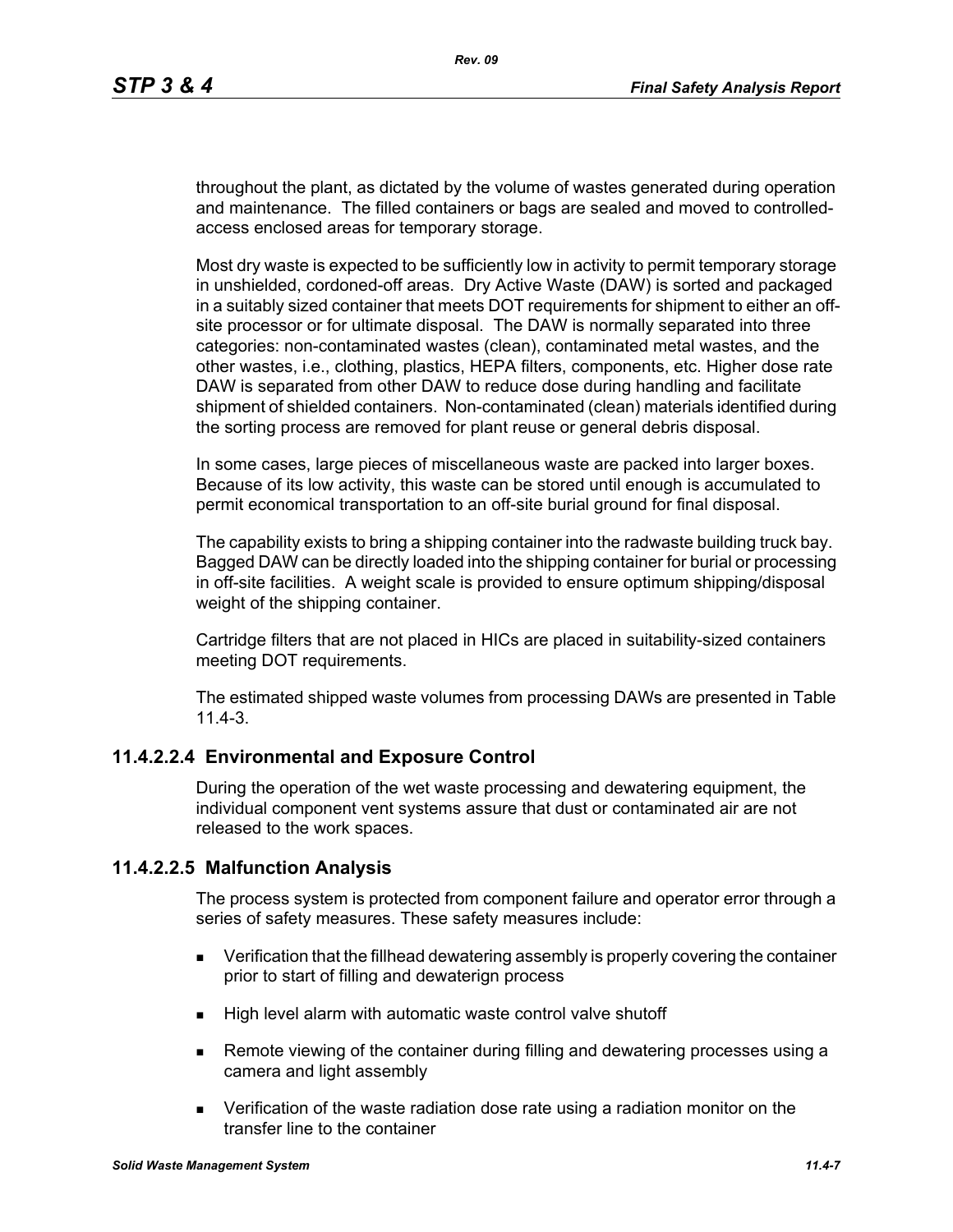throughout the plant, as dictated by the volume of wastes generated during operation and maintenance. The filled containers or bags are sealed and moved to controlled-access enclosed areas for temporary storage.

Most dry waste is expected to be sufficiently low in activity to permit temporary storage in unshielded, cordoned-off areas. Dry Active Waste (DAW) is sorted and packaged in a suitably sized container that meets DOT requirements for shipment to either an off-site processor or for ultimate disposal. The DAW is normally separated into three categories: non-contaminated wastes (clean), contaminated metal wastes, and the other wastes, i.e., clothing, plastics, HEPA filters, components, etc. Higher dose rate DAW is separated from other DAW to reduce dose during handling and facilitate shipment of shielded containers. Non-contaminated (clean) materials identified during the sorting process are removed for plant reuse or general debris disposal.

In some cases, large pieces of miscellaneous waste are packed into larger boxes. Because of its low activity, this waste can be stored until enough is accumulated to permit economical transportation to an off-site burial ground for final disposal.

The capability exists to bring a shipping container into the radwaste building truck bay. Bagged DAW can be directly loaded into the shipping container for burial or processing in off-site facilities. A weight scale is provided to ensure optimum shipping/disposal weight of the shipping container.

Cartridge filters that are not placed in HICs are placed in suitability-sized containers meeting DOT requirements.

The estimated shipped waste volumes from processing DAWs are presented in Table 11.4-3.

### 11.4.2.2.4 Environmental and Exposure Control

During the operation of the wet waste processing and dewatering equipment, the individual component vent systems assure that dust or contaminated air are not released to the work spaces.

### 11.4.2.2.5 Malfunction Analysis

The process system is protected from component failure and operator error through a series of safety measures. These safety measures include:

- Verification that the fillhead dewatering assembly is properly covering the container prior to start of filling and dewaterign process
- High level alarm with automatic waste control valve shutoff
- Remote viewing of the container during filling and dewatering processes using a camera and light assembly
- Verification of the waste radiation dose rate using a radiation monitor on the transfer line to the container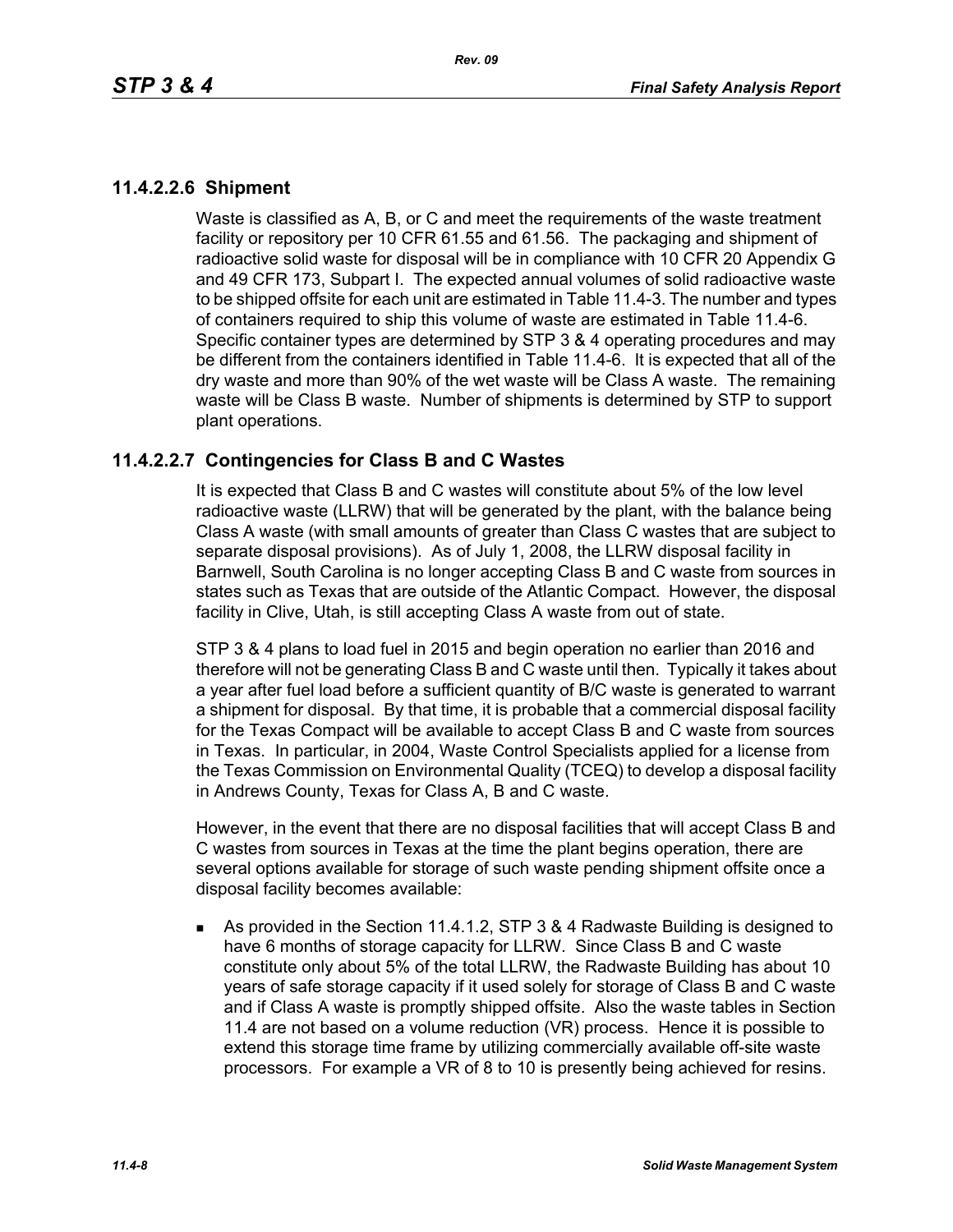### 11.4.2.2.6 Shipment

Waste is classified as A, B, or C and meet the requirements of the waste treatment facility or repository per 10 CFR 61.55 and 61.56. The packaging and shipment of radioactive solid waste for disposal will be in compliance with 10 CFR 20 Appendix G and 49 CFR 173, Subpart I. The expected annual volumes of solid radioactive waste to be shipped offsite for each unit are estimated in Table 11.4-3. The number and types of containers required to ship this volume of waste are estimated in Table 11.4-6. Specific container types are determined by STP 3 & 4 operating procedures and may be different from the containers identified in Table 11.4-6. It is expected that all of the dry waste and more than 90% of the wet waste will be Class A waste. The remaining waste will be Class B waste. Number of shipments is determined by STP to support plant operations.

### 11.4.2.2.7 Contingencies for Class B and C Wastes

It is expected that Class B and C wastes will constitute about 5% of the low level radioactive waste (LLRW) that will be generated by the plant, with the balance being Class A waste (with small amounts of greater than Class C wastes that are subject to separate disposal provisions). As of July 1, 2008, the LLRW disposal facility in Barnwell, South Carolina is no longer accepting Class B and C waste from sources in states such as Texas that are outside of the Atlantic Compact. However, the disposal facility in Clive, Utah, is still accepting Class A waste from out of state.

STP 3 & 4 plans to load fuel in 2015 and begin operation no earlier than 2016 and therefore will not be generating Class B and C waste until then. Typically it takes about a year after fuel load before a sufficient quantity of B/C waste is generated to warrant a shipment for disposal. By that time, it is probable that a commercial disposal facility for the Texas Compact will be available to accept Class B and C waste from sources in Texas. In particular, in 2004, Waste Control Specialists applied for a license from the Texas Commission on Environmental Quality (TCEQ) to develop a disposal facility in Andrews County, Texas for Class A, B and C waste.

However, in the event that there are no disposal facilities that will accept Class B and C wastes from sources in Texas at the time the plant begins operation, there are several options available for storage of such waste pending shipment offsite once a disposal facility becomes available:

- As provided in the Section 11.4.1.2, STP 3 & 4 Radwaste Building is designed to have 6 months of storage capacity for LLRW. Since Class B and C waste constitute only about 5% of the total LLRW, the Radwaste Building has about 10 years of safe storage capacity if it used solely for storage of Class B and C waste and if Class A waste is promptly shipped offsite. Also the waste tables in Section 11.4 are not based on a volume reduction (VR) process. Hence it is possible to extend this storage time frame by utilizing commercially available off-site waste processors. For example a VR of 8 to 10 is presently being achieved for resins.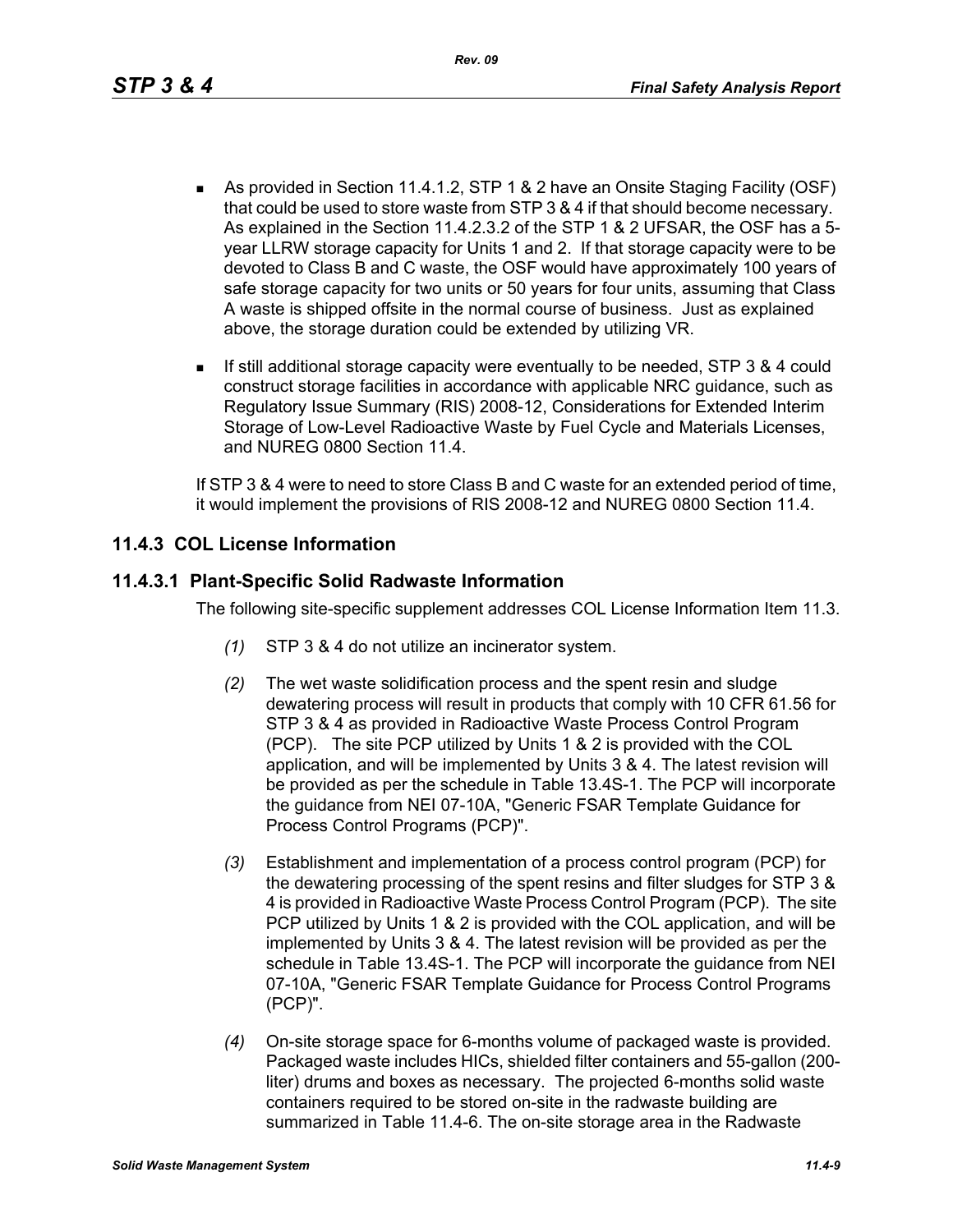- As provided in Section 11.4.1.2, STP 1 & 2 have an Onsite Staging Facility (OSF) that could be used to store waste from STP 3 & 4 if that should become necessary. As explained in the Section 11.4.2.3.2 of the STP 1 & 2 UFSAR, the OSF has a 5-year LLRW storage capacity for Units 1 and 2. If that storage capacity were to be devoted to Class B and C waste, the OSF would have approximately 100 years of safe storage capacity for two units or 50 years for four units, assuming that Class A waste is shipped offsite in the normal course of business. Just as explained above, the storage duration could be extended by utilizing VR.
- If still additional storage capacity were eventually to be needed, STP 3 & 4 could construct storage facilities in accordance with applicable NRC guidance, such as Regulatory Issue Summary (RIS) 2008-12, Considerations for Extended Interim Storage of Low-Level Radioactive Waste by Fuel Cycle and Materials Licenses, and NUREG 0800 Section 11.4.

If STP 3 & 4 were to need to store Class B and C waste for an extended period of time, it would implement the provisions of RIS 2008-12 and NUREG 0800 Section 11.4.

## 11.4.3 COL License Information

### 11.4.3.1 Plant-Specific Solid Radwaste Information

The following site-specific supplement addresses COL License Information Item 11.3.

*(1)* STP 3 & 4 do not utilize an incinerator system.

*(2)* The wet waste solidification process and the spent resin and sludge dewatering process will result in products that comply with 10 CFR 61.56 for STP 3 & 4 as provided in Radioactive Waste Process Control Program (PCP). The site PCP utilized by Units 1 & 2 is provided with the COL application, and will be implemented by Units 3 & 4. The latest revision will be provided as per the schedule in Table 13.4S-1. The PCP will incorporate the guidance from NEI 07-10A, "Generic FSAR Template Guidance for Process Control Programs (PCP)".

*(3)* Establishment and implementation of a process control program (PCP) for the dewatering processing of the spent resins and filter sludges for STP 3 & 4 is provided in Radioactive Waste Process Control Program (PCP). The site PCP utilized by Units 1 & 2 is provided with the COL application, and will be implemented by Units 3 & 4. The latest revision will be provided as per the schedule in Table 13.4S-1. The PCP will incorporate the guidance from NEI 07-10A, "Generic FSAR Template Guidance for Process Control Programs (PCP)".

*(4)* On-site storage space for 6-months volume of packaged waste is provided. Packaged waste includes HICs, shielded filter containers and 55-gallon (200-liter) drums and boxes as necessary. The projected 6-months solid waste containers required to be stored on-site in the radwaste building are summarized in Table 11.4-6. The on-site storage area in the Radwaste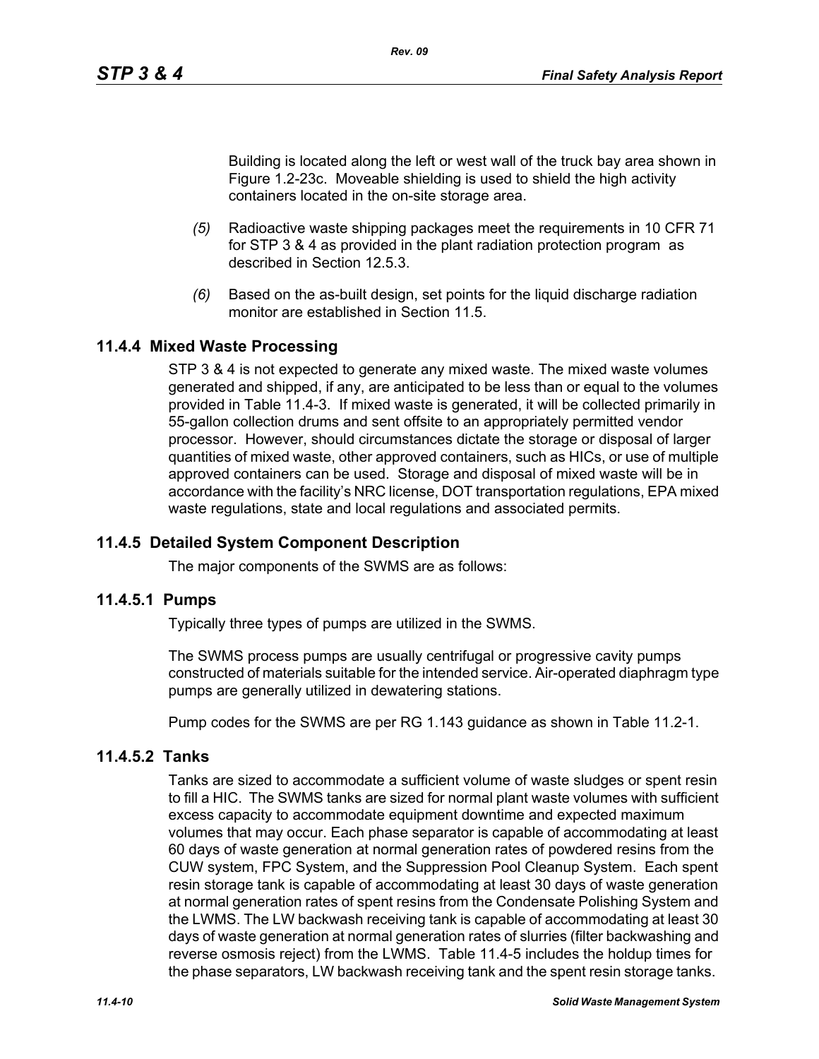Building is located along the left or west wall of the truck bay area shown in Figure 1.2-23c. Moveable shielding is used to shield the high activity containers located in the on-site storage area.

*(5)* Radioactive waste shipping packages meet the requirements in 10 CFR 71 for STP 3 & 4 as provided in the plant radiation protection program as described in Section 12.5.3.

*(6)* Based on the as-built design, set points for the liquid discharge radiation monitor are established in Section 11.5.

## 11.4.4 Mixed Waste Processing

STP 3 & 4 is not expected to generate any mixed waste. The mixed waste volumes generated and shipped, if any, are anticipated to be less than or equal to the volumes provided in Table 11.4-3. If mixed waste is generated, it will be collected primarily in 55-gallon collection drums and sent offsite to an appropriately permitted vendor processor. However, should circumstances dictate the storage or disposal of larger quantities of mixed waste, other approved containers, such as HICs, or use of multiple approved containers can be used. Storage and disposal of mixed waste will be in accordance with the facility's NRC license, DOT transportation regulations, EPA mixed waste regulations, state and local regulations and associated permits.

## 11.4.5 Detailed System Component Description

The major components of the SWMS are as follows:

### 11.4.5.1 Pumps

Typically three types of pumps are utilized in the SWMS.

The SWMS process pumps are usually centrifugal or progressive cavity pumps constructed of materials suitable for the intended service. Air-operated diaphragm type pumps are generally utilized in dewatering stations.

Pump codes for the SWMS are per RG 1.143 guidance as shown in Table 11.2-1.

### 11.4.5.2 Tanks

Tanks are sized to accommodate a sufficient volume of waste sludges or spent resin to fill a HIC. The SWMS tanks are sized for normal plant waste volumes with sufficient excess capacity to accommodate equipment downtime and expected maximum volumes that may occur. Each phase separator is capable of accommodating at least 60 days of waste generation at normal generation rates of powdered resins from the CUW system, FPC System, and the Suppression Pool Cleanup System. Each spent resin storage tank is capable of accommodating at least 30 days of waste generation at normal generation rates of spent resins from the Condensate Polishing System and the LWMS. The LW backwash receiving tank is capable of accommodating at least 30 days of waste generation at normal generation rates of slurries (filter backwashing and reverse osmosis reject) from the LWMS. Table 11.4-5 includes the holdup times for the phase separators, LW backwash receiving tank and the spent resin storage tanks.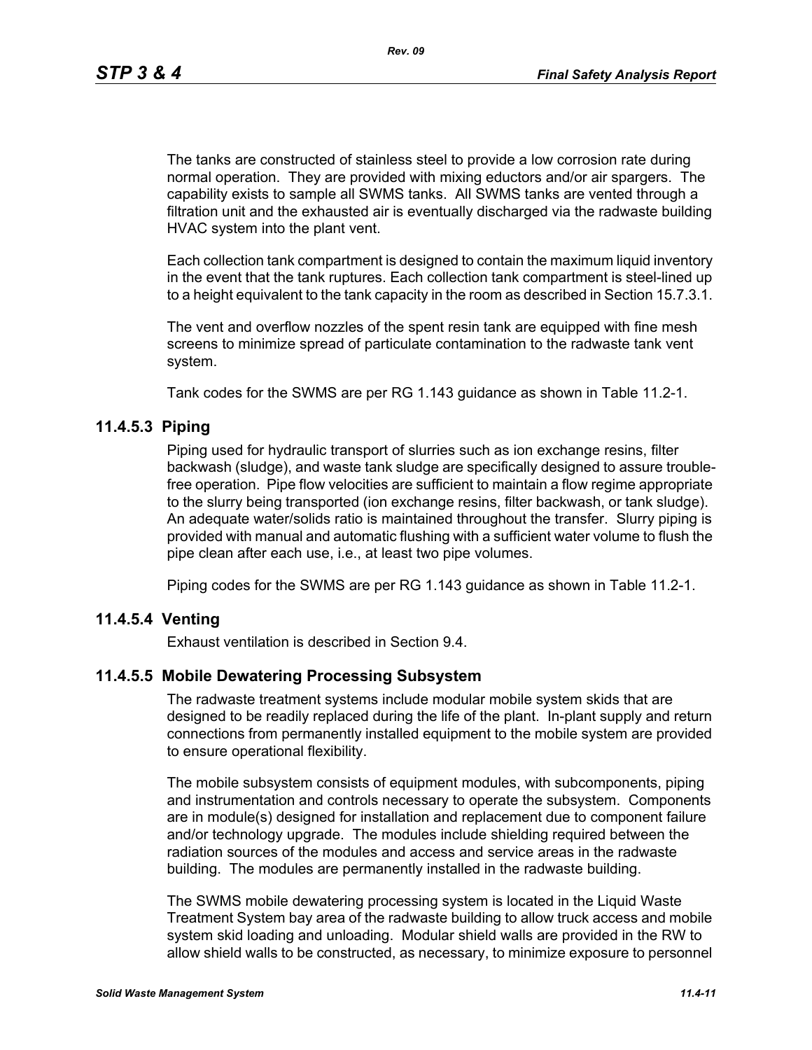The tanks are constructed of stainless steel to provide a low corrosion rate during normal operation. They are provided with mixing eductors and/or air spargers. The capability exists to sample all SWMS tanks. All SWMS tanks are vented through a filtration unit and the exhausted air is eventually discharged via the radwaste building HVAC system into the plant vent.

Each collection tank compartment is designed to contain the maximum liquid inventory in the event that the tank ruptures. Each collection tank compartment is steel-lined up to a height equivalent to the tank capacity in the room as described in Section 15.7.3.1.

The vent and overflow nozzles of the spent resin tank are equipped with fine mesh screens to minimize spread of particulate contamination to the radwaste tank vent system.

Tank codes for the SWMS are per RG 1.143 guidance as shown in Table 11.2-1.

### 11.4.5.3 Piping

Piping used for hydraulic transport of slurries such as ion exchange resins, filter backwash (sludge), and waste tank sludge are specifically designed to assure trouble-free operation. Pipe flow velocities are sufficient to maintain a flow regime appropriate to the slurry being transported (ion exchange resins, filter backwash, or tank sludge). An adequate water/solids ratio is maintained throughout the transfer. Slurry piping is provided with manual and automatic flushing with a sufficient water volume to flush the pipe clean after each use, i.e., at least two pipe volumes.

Piping codes for the SWMS are per RG 1.143 guidance as shown in Table 11.2-1.

### 11.4.5.4 Venting

Exhaust ventilation is described in Section 9.4.

### 11.4.5.5 Mobile Dewatering Processing Subsystem

The radwaste treatment systems include modular mobile system skids that are designed to be readily replaced during the life of the plant. In-plant supply and return connections from permanently installed equipment to the mobile system are provided to ensure operational flexibility.

The mobile subsystem consists of equipment modules, with subcomponents, piping and instrumentation and controls necessary to operate the subsystem. Components are in module(s) designed for installation and replacement due to component failure and/or technology upgrade. The modules include shielding required between the radiation sources of the modules and access and service areas in the radwaste building. The modules are permanently installed in the radwaste building.

The SWMS mobile dewatering processing system is located in the Liquid Waste Treatment System bay area of the radwaste building to allow truck access and mobile system skid loading and unloading. Modular shield walls are provided in the RW to allow shield walls to be constructed, as necessary, to minimize exposure to personnel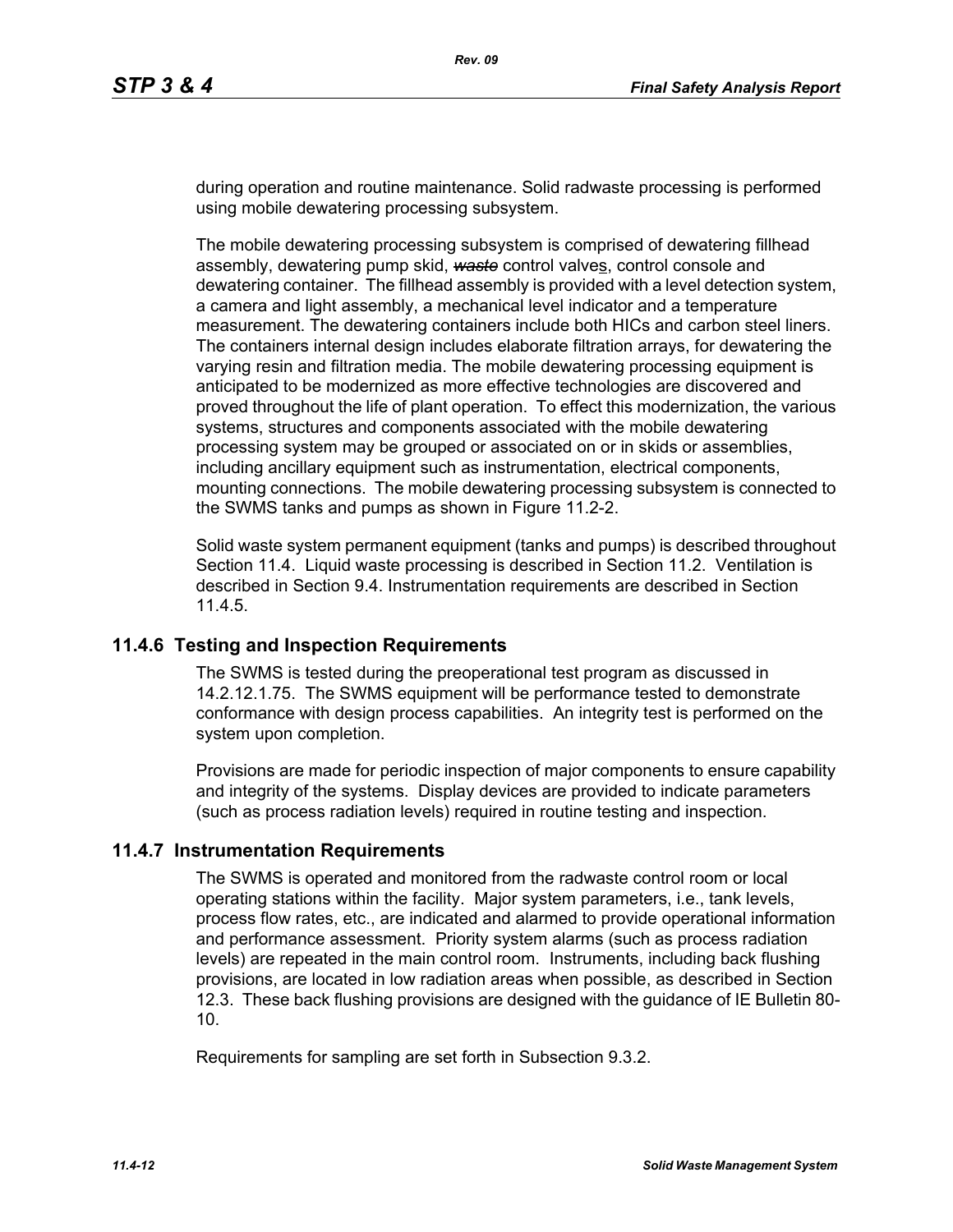during operation and routine maintenance. Solid radwaste processing is performed using mobile dewatering processing subsystem.

The mobile dewatering processing subsystem is comprised of dewatering fillhead assembly, dewatering pump skid, ~~waste~~ control valves, control console and dewatering container. The fillhead assembly is provided with a level detection system, a camera and light assembly, a mechanical level indicator and a temperature measurement. The dewatering containers include both HICs and carbon steel liners. The containers internal design includes elaborate filtration arrays, for dewatering the varying resin and filtration media. The mobile dewatering processing equipment is anticipated to be modernized as more effective technologies are discovered and proved throughout the life of plant operation. To effect this modernization, the various systems, structures and components associated with the mobile dewatering processing system may be grouped or associated on or in skids or assemblies, including ancillary equipment such as instrumentation, electrical components, mounting connections. The mobile dewatering processing subsystem is connected to the SWMS tanks and pumps as shown in Figure 11.2-2.

Solid waste system permanent equipment (tanks and pumps) is described throughout Section 11.4. Liquid waste processing is described in Section 11.2. Ventilation is described in Section 9.4. Instrumentation requirements are described in Section 11.4.5.

## 11.4.6 Testing and Inspection Requirements

The SWMS is tested during the preoperational test program as discussed in 14.2.12.1.75. The SWMS equipment will be performance tested to demonstrate conformance with design process capabilities. An integrity test is performed on the system upon completion.

Provisions are made for periodic inspection of major components to ensure capability and integrity of the systems. Display devices are provided to indicate parameters (such as process radiation levels) required in routine testing and inspection.

## 11.4.7 Instrumentation Requirements

The SWMS is operated and monitored from the radwaste control room or local operating stations within the facility. Major system parameters, i.e., tank levels, process flow rates, etc., are indicated and alarmed to provide operational information and performance assessment. Priority system alarms (such as process radiation levels) are repeated in the main control room. Instruments, including back flushing provisions, are located in low radiation areas when possible, as described in Section 12.3. These back flushing provisions are designed with the guidance of IE Bulletin 80-10.

Requirements for sampling are set forth in Subsection 9.3.2.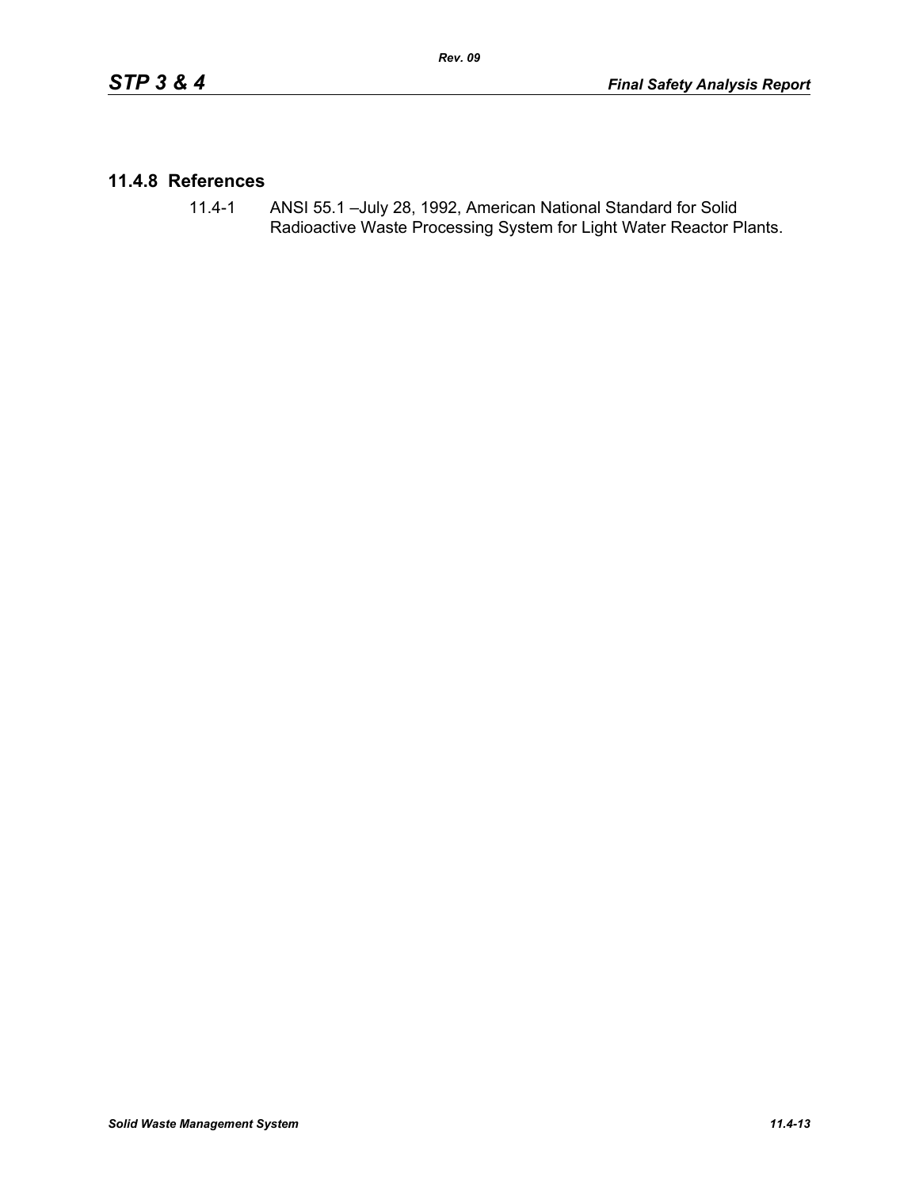## 11.4.8 References

11.4-1 ANSI 55.1 –July 28, 1992, American National Standard for Solid Radioactive Waste Processing System for Light Water Reactor Plants.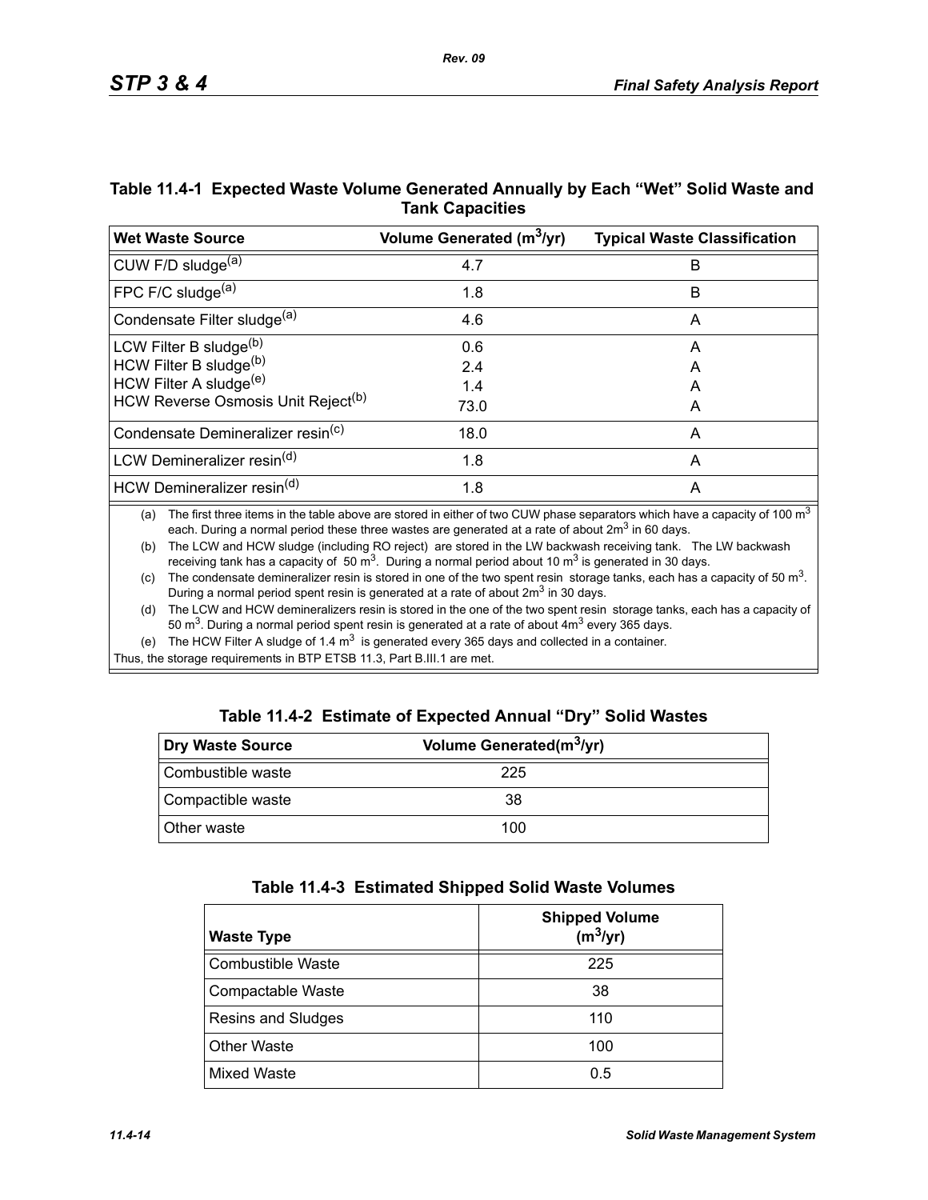## Table 11.4-1 Expected Waste Volume Generated Annually by Each "Wet" Solid Waste and Tank Capacities

| Wet Waste Source | Volume Generated ($m^3$/yr) | Typical Waste Classification |
|---|---|---|
| CUW F/D sludge[(a)] | 4.7 | B |
| FPC F/C sludge[(a)] | 1.8 | B |
| Condensate Filter sludge[(a)] | 4.6 | A |
| LCW Filter B sludge[(b)] | 0.6 | A |
| HCW Filter B sludge[(b)] | 2.4 | A |
| HCW Filter A sludge[(e)] | 1.4 | A |
| HCW Reverse Osmosis Unit Reject[(b)] | 73.0 | A |
| Condensate Demineralizer resin[(c)] | 18.0 | A |
| LCW Demineralizer resin[(d)] | 1.8 | A |
| HCW Demineralizer resin[(d)] | 1.8 | A |

(a) The first three items in the table above are stored in either of two CUW phase separators which have a capacity of 100 $m^3$ each. During a normal period these three wastes are generated at a rate of about 2$m^3$ in 60 days.

(b) The LCW and HCW sludge (including RO reject) are stored in the LW backwash receiving tank. The LW backwash receiving tank has a capacity of 50 $m^3$. During a normal period about 10 $m^3$ is generated in 30 days.

(c) The condensate demineralizer resin is stored in one of the two spent resin storage tanks, each has a capacity of 50 $m^3$. During a normal period spent resin is generated at a rate of about 2$m^3$ in 30 days.

(d) The LCW and HCW demineralizers resin is stored in the one of the two spent resin storage tanks, each has a capacity of 50 $m^3$. During a normal period spent resin is generated at a rate of about 4$m^3$ every 365 days.

(e) The HCW Filter A sludge of 1.4 $m^3$ is generated every 365 days and collected in a container.

Thus, the storage requirements in BTP ETSB 11.3, Part B.III.1 are met.

## Table 11.4-2 Estimate of Expected Annual "Dry" Solid Wastes

| Dry Waste Source | Volume Generated($m^3$/yr) |
|---|---|
| Combustible waste | 225 |
| Compactible waste | 38 |
| Other waste | 100 |

## Table 11.4-3 Estimated Shipped Solid Waste Volumes

| Waste Type | Shipped Volume ($m^3$/yr) |
|---|---|
| Combustible Waste | 225 |
| Compactable Waste | 38 |
| Resins and Sludges | 110 |
| Other Waste | 100 |
| Mixed Waste | 0.5 |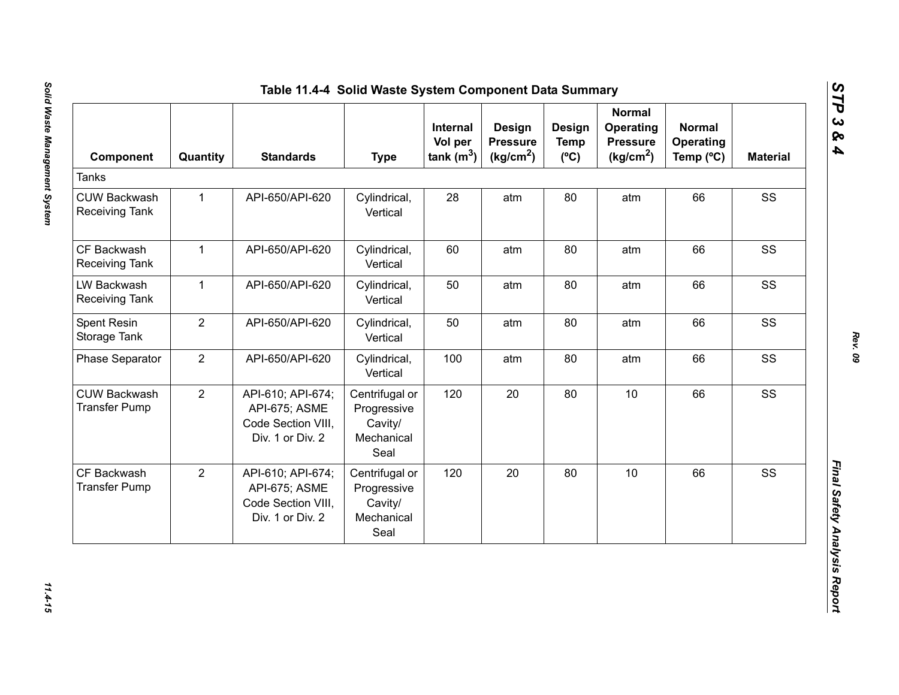## Table 11.4-4 Solid Waste System Component Data Summary

| Component | Quantity | Standards | Type | Internal Vol per tank ($m^3$) | Design Pressure ($kg/cm^2$) | Design Temp (ºC) | Normal Operating Pressure ($kg/cm^2$) | Normal Operating Temp (ºC) | Material |
|---|---|---|---|---|---|---|---|---|---|
| Tanks | | | | | | | | | |
| CUW Backwash Receiving Tank | 1 | API-650/API-620 | Cylindrical, Vertical | 28 | atm | 80 | atm | 66 | SS |
| CF Backwash Receiving Tank | 1 | API-650/API-620 | Cylindrical, Vertical | 60 | atm | 80 | atm | 66 | SS |
| LW Backwash Receiving Tank | 1 | API-650/API-620 | Cylindrical, Vertical | 50 | atm | 80 | atm | 66 | SS |
| Spent Resin Storage Tank | 2 | API-650/API-620 | Cylindrical, Vertical | 50 | atm | 80 | atm | 66 | SS |
| Phase Separator | 2 | API-650/API-620 | Cylindrical, Vertical | 100 | atm | 80 | atm | 66 | SS |
| CUW Backwash Transfer Pump | 2 | API-610; API-674; API-675; ASME Code Section VIII, Div. 1 or Div. 2 | Centrifugal or Progressive Cavity/ Mechanical Seal | 120 | 20 | 80 | 10 | 66 | SS |
| CF Backwash Transfer Pump | 2 | API-610; API-674; API-675; ASME Code Section VIII, Div. 1 or Div. 2 | Centrifugal or Progressive Cavity/ Mechanical Seal | 120 | 20 | 80 | 10 | 66 | SS |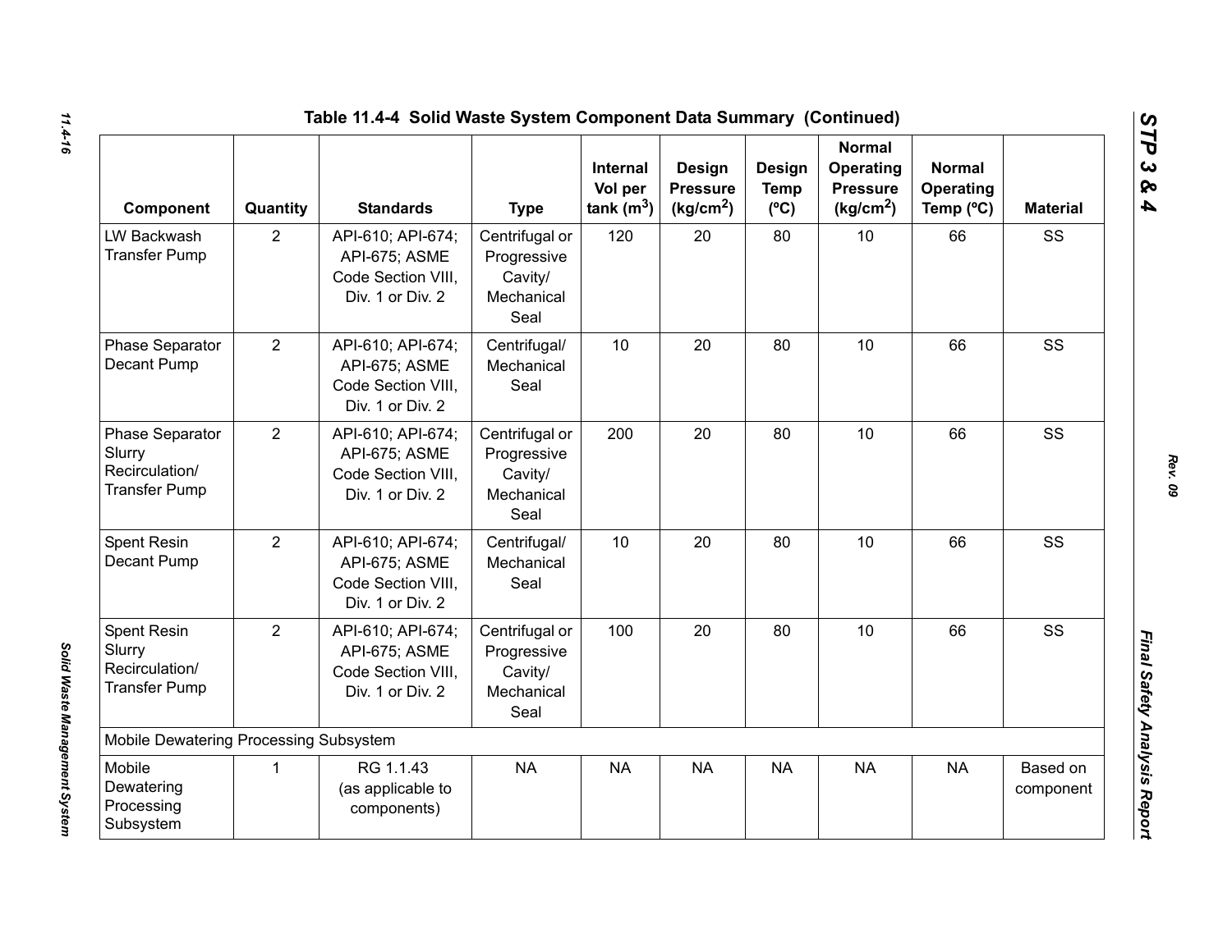# Table 11.4-4 Solid Waste System Component Data Summary (Continued)

| Component | Quantity | Standards | Type | Internal Vol per tank ($m^3$) | Design Pressure ($kg/cm^2$) | Design Temp (ºC) | Normal Operating Pressure ($kg/cm^2$) | Normal Operating Temp (ºC) | Material |
|---|---|---|---|---|---|---|---|---|---|
| LW Backwash Transfer Pump | 2 | API-610; API-674; API-675; ASME Code Section VIII, Div. 1 or Div. 2 | Centrifugal or Progressive Cavity/ Mechanical Seal | 120 | 20 | 80 | 10 | 66 | SS |
| Phase Separator Decant Pump | 2 | API-610; API-674; API-675; ASME Code Section VIII, Div. 1 or Div. 2 | Centrifugal/ Mechanical Seal | 10 | 20 | 80 | 10 | 66 | SS |
| Phase Separator Slurry Recirculation/ Transfer Pump | 2 | API-610; API-674; API-675; ASME Code Section VIII, Div. 1 or Div. 2 | Centrifugal or Progressive Cavity/ Mechanical Seal | 200 | 20 | 80 | 10 | 66 | SS |
| Spent Resin Decant Pump | 2 | API-610; API-674; API-675; ASME Code Section VIII, Div. 1 or Div. 2 | Centrifugal/ Mechanical Seal | 10 | 20 | 80 | 10 | 66 | SS |
| Spent Resin Slurry Recirculation/ Transfer Pump | 2 | API-610; API-674; API-675; ASME Code Section VIII, Div. 1 or Div. 2 | Centrifugal or Progressive Cavity/ Mechanical Seal | 100 | 20 | 80 | 10 | 66 | SS |
| Mobile Dewatering Processing Subsystem | | | | | | | | | |
| Mobile Dewatering Processing Subsystem | 1 | RG 1.1.43 (as applicable to components) | NA | NA | NA | NA | NA | NA | Based on component |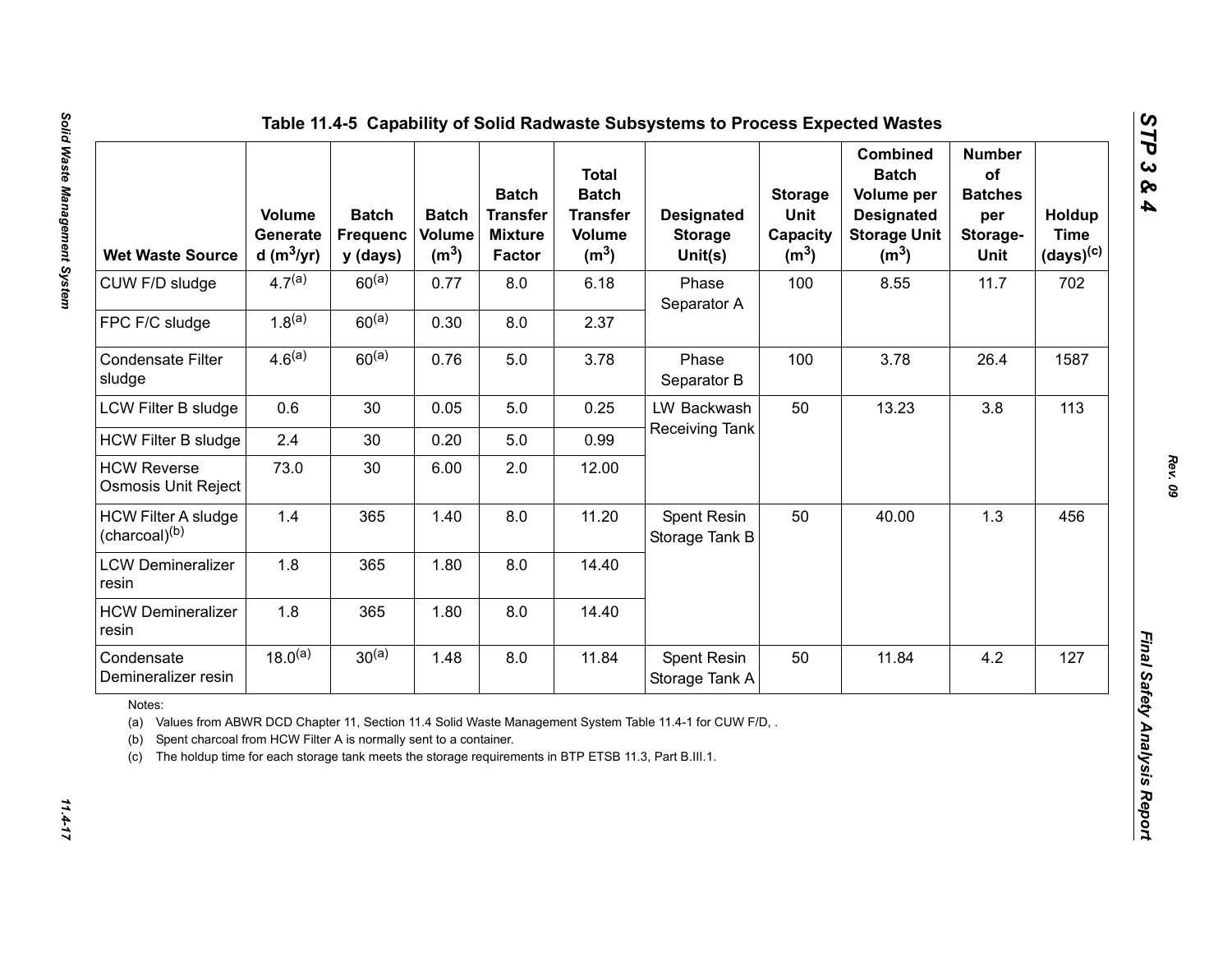## Table 11.4-5 Capability of Solid Radwaste Subsystems to Process Expected Wastes

| Wet Waste Source | Volume Generated ($m^3$/yr) | Batch Frequency (days) | Batch Volume ($m^3$) | Batch Transfer Mixture Factor | Total Batch Transfer Volume ($m^3$) | Designated Storage Unit(s) | Storage Unit Capacity ($m^3$) | Combined Batch Volume per Designated Storage Unit ($m^3$) | Number of Batches per Storage-Unit | Holdup Time (days)[c] |
|---|---|---|---|---|---|---|---|---|---|---|
| CUW F/D sludge | 4.7[a] | 60[a] | 0.77 | 8.0 | 6.18 | Phase Separator A | 100 | 8.55 | 11.7 | 702 |
| FPC F/C sludge | 1.8[a] | 60[a] | 0.30 | 8.0 | 2.37 | | | | | |
| Condensate Filter sludge | 4.6[a] | 60[a] | 0.76 | 5.0 | 3.78 | Phase Separator B | 100 | 3.78 | 26.4 | 1587 |
| LCW Filter B sludge | 0.6 | 30 | 0.05 | 5.0 | 0.25 | LW Backwash Receiving Tank | 50 | 13.23 | 3.8 | 113 |
| HCW Filter B sludge | 2.4 | 30 | 0.20 | 5.0 | 0.99 | | | | | |
| HCW Reverse Osmosis Unit Reject | 73.0 | 30 | 6.00 | 2.0 | 12.00 | | | | | |
| HCW Filter A sludge (charcoal)[b] | 1.4 | 365 | 1.40 | 8.0 | 11.20 | Spent Resin Storage Tank B | 50 | 40.00 | 1.3 | 456 |
| LCW Demineralizer resin | 1.8 | 365 | 1.80 | 8.0 | 14.40 | | | | | |
| HCW Demineralizer resin | 1.8 | 365 | 1.80 | 8.0 | 14.40 | | | | | |
| Condensate Demineralizer resin | 18.0[a] | 30[a] | 1.48 | 8.0 | 11.84 | Spent Resin Storage Tank A | 50 | 11.84 | 4.2 | 127 |

Notes:

(a) Values from ABWR DCD Chapter 11, Section 11.4 Solid Waste Management System Table 11.4-1 for CUW F/D, .

(b) Spent charcoal from HCW Filter A is normally sent to a container.

(c) The holdup time for each storage tank meets the storage requirements in BTP ETSB 11.3, Part B.III.1.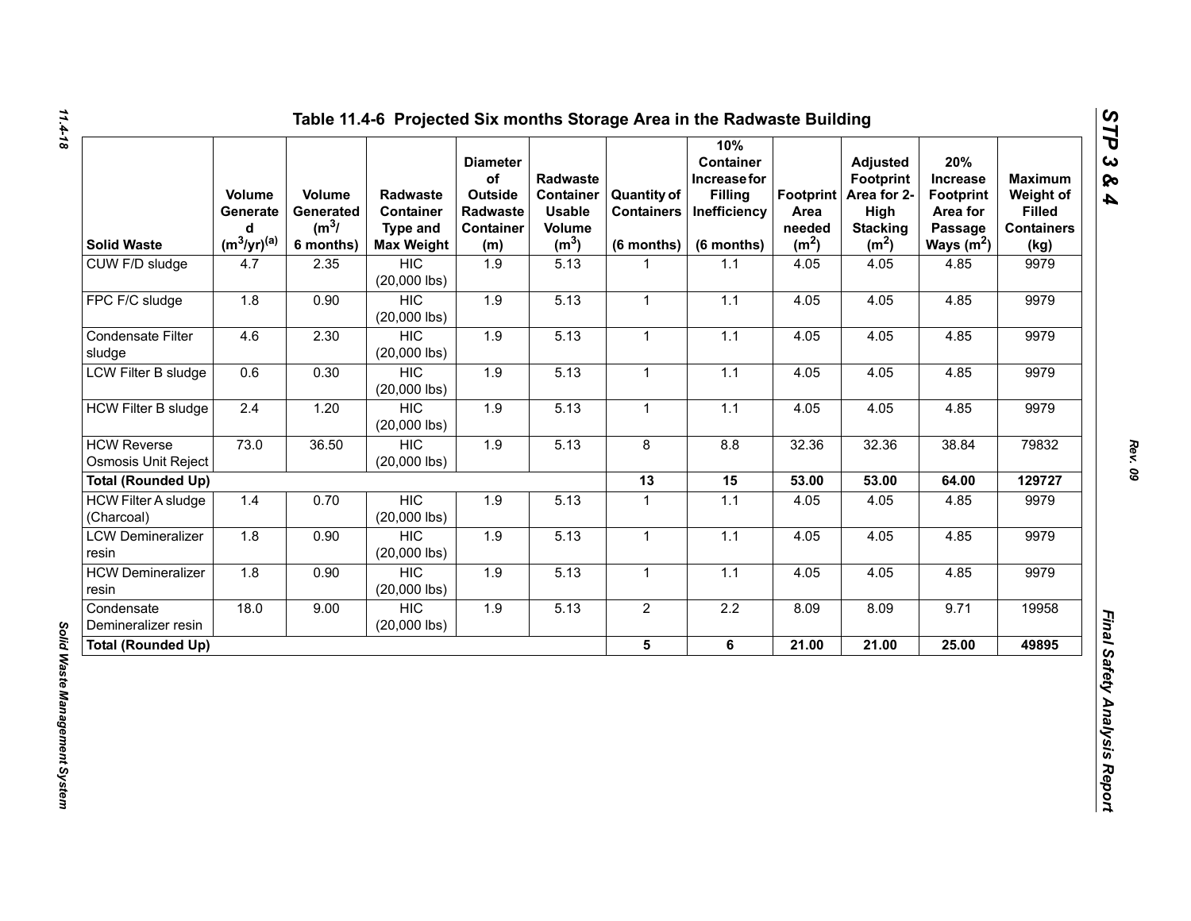## Table 11.4-6 Projected Six months Storage Area in the Radwaste Building

| Solid Waste | Volume Generated ($m^3$/yr)[(a)] | Volume Generated ($m^3$/ 6 months) | Radwaste Container Type and Max Weight | Diameter of Outside Radwaste Container (m) | Radwaste Container Usable Volume ($m^3$) | Quantity of Containers (6 months) | 10% Container Increase for Filling Inefficiency (6 months) | Footprint Area needed ($m^2$) | Adjusted Footprint Area for 2-High Stacking ($m^2$) | 20% Increase Footprint Area for Passage Ways ($m^2$) | Maximum Weight of Filled Containers (kg) |
|---|---|---|---|---|---|---|---|---|---|---|---|
| CUW F/D sludge | 4.7 | 2.35 | HIC (20,000 lbs) | 1.9 | 5.13 | 1 | 1.1 | 4.05 | 4.05 | 4.85 | 9979 |
| FPC F/C sludge | 1.8 | 0.90 | HIC (20,000 lbs) | 1.9 | 5.13 | 1 | 1.1 | 4.05 | 4.05 | 4.85 | 9979 |
| Condensate Filter sludge | 4.6 | 2.30 | HIC (20,000 lbs) | 1.9 | 5.13 | 1 | 1.1 | 4.05 | 4.05 | 4.85 | 9979 |
| LCW Filter B sludge | 0.6 | 0.30 | HIC (20,000 lbs) | 1.9 | 5.13 | 1 | 1.1 | 4.05 | 4.05 | 4.85 | 9979 |
| HCW Filter B sludge | 2.4 | 1.20 | HIC (20,000 lbs) | 1.9 | 5.13 | 1 | 1.1 | 4.05 | 4.05 | 4.85 | 9979 |
| HCW Reverse Osmosis Unit Reject | 73.0 | 36.50 | HIC (20,000 lbs) | 1.9 | 5.13 | 8 | 8.8 | 32.36 | 32.36 | 38.84 | 79832 |
| **Total (Rounded Up)** | | | | | | **13** | **15** | **53.00** | **53.00** | **64.00** | **129727** |
| HCW Filter A sludge (Charcoal) | 1.4 | 0.70 | HIC (20,000 lbs) | 1.9 | 5.13 | 1 | 1.1 | 4.05 | 4.05 | 4.85 | 9979 |
| LCW Demineralizer resin | 1.8 | 0.90 | HIC (20,000 lbs) | 1.9 | 5.13 | 1 | 1.1 | 4.05 | 4.05 | 4.85 | 9979 |
| HCW Demineralizer resin | 1.8 | 0.90 | HIC (20,000 lbs) | 1.9 | 5.13 | 1 | 1.1 | 4.05 | 4.05 | 4.85 | 9979 |
| Condensate Demineralizer resin | 18.0 | 9.00 | HIC (20,000 lbs) | 1.9 | 5.13 | 2 | 2.2 | 8.09 | 8.09 | 9.71 | 19958 |
| **Total (Rounded Up)** | | | | | | **5** | **6** | **21.00** | **21.00** | **25.00** | **49895** |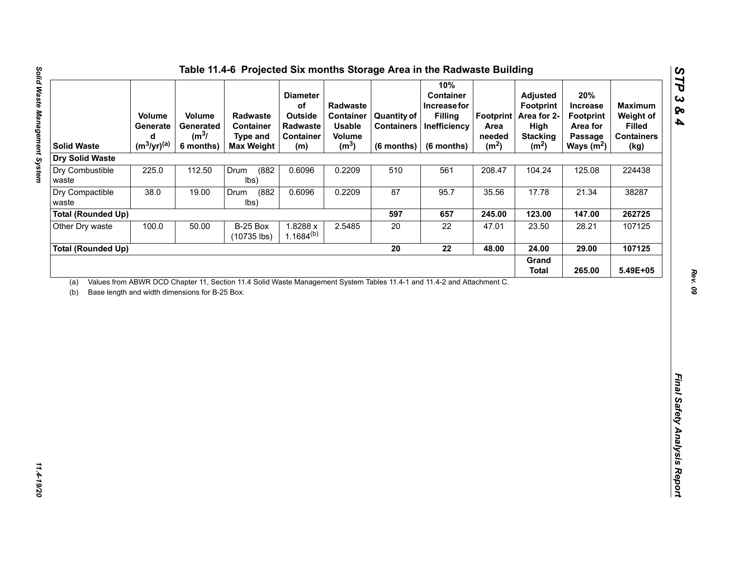## Table 11.4-6 Projected Six months Storage Area in the Radwaste Building

| Solid Waste | Volume Generated ($m^3/yr$)[(a)] | Volume Generated ($m^3$/ 6 months) | Radwaste Container Type and Max Weight | Diameter of Outside Radwaste Container (m) | Radwaste Container Usable Volume ($m^3$) | Quantity of Containers (6 months) | 10% Container Increase for Filling Inefficiency (6 months) | Footprint Area needed ($m^2$) | Adjusted Footprint Area for 2-High Stacking ($m^2$) | 20% Increase Footprint Area for Passage Ways ($m^2$) | Maximum Weight of Filled Containers (kg) |
|---|---|---|---|---|---|---|---|---|---|---|---|
| **Dry Solid Waste** | | | | | | | | | | | |
| Dry Combustible waste | 225.0 | 112.50 | Drum (882 lbs) | 0.6096 | 0.2209 | 510 | 561 | 208.47 | 104.24 | 125.08 | 224438 |
| Dry Compactible waste | 38.0 | 19.00 | Drum (882 lbs) | 0.6096 | 0.2209 | 87 | 95.7 | 35.56 | 17.78 | 21.34 | 38287 |
| **Total (Rounded Up)** | | | | | | **597** | **657** | **245.00** | **123.00** | **147.00** | **262725** |
| Other Dry waste | 100.0 | 50.00 | B-25 Box (10735 lbs) | 1.8288 x 1.1684[(b)] | 2.5485 | 20 | 22 | 47.01 | 23.50 | 28.21 | 107125 |
| **Total (Rounded Up)** | | | | | | **20** | **22** | **48.00** | **24.00** | **29.00** | **107125** |
| | | | | | | | | | **Grand Total** | **265.00** | **5.49E+05** |

(a) Values from ABWR DCD Chapter 11, Section 11.4 Solid Waste Management System Tables 11.4-1 and 11.4-2 and Attachment C.

(b) Base length and width dimensions for B-25 Box.